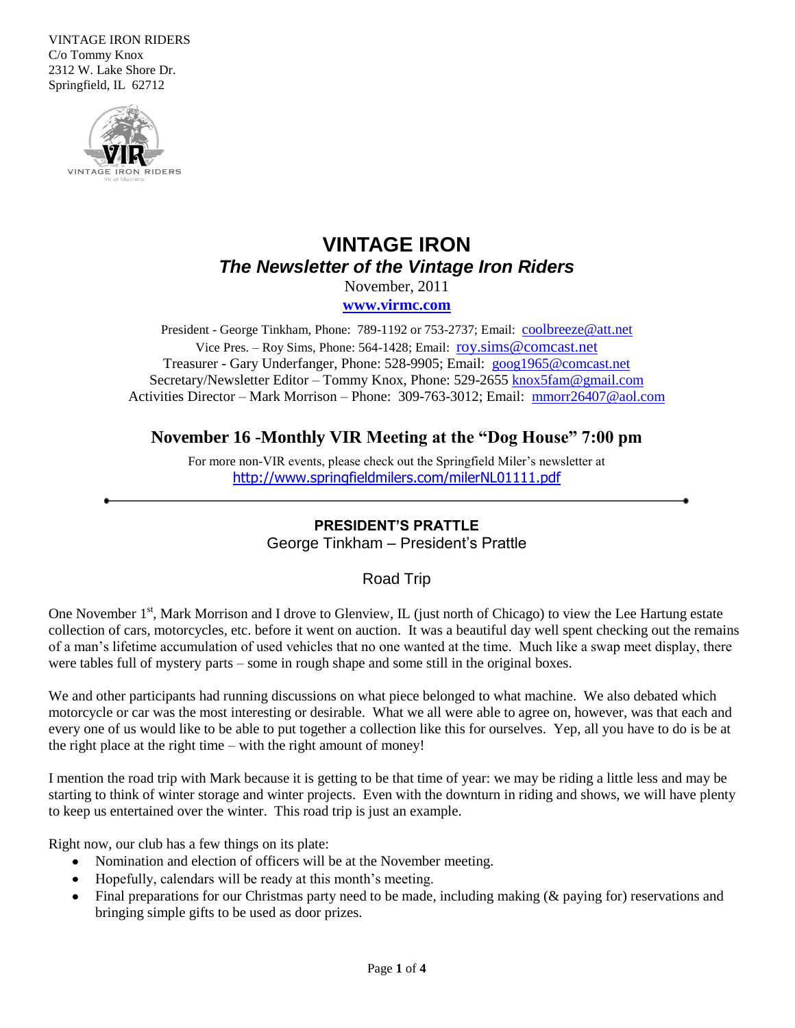VINTAGE IRON RIDERS
C/o Tommy Knox
2312 W. Lake Shore Dr.
Springfield, IL 62712

# VINTAGE IRON

## *The Newsletter of the Vintage Iron Riders*

November, 2011

**www.virmc.com**

President - George Tinkham, Phone: 789-1192 or 753-2737; Email: coolbreeze@att.net
Vice Pres. – Roy Sims, Phone: 564-1428; Email: roy.sims@comcast.net
Treasurer - Gary Underfanger, Phone: 528-9905; Email: goog1965@comcast.net
Secretary/Newsletter Editor – Tommy Knox, Phone: 529-2655 knox5fam@gmail.com
Activities Director – Mark Morrison – Phone: 309-763-3012; Email: mmorr26407@aol.com

## November 16 -Monthly VIR Meeting at the "Dog House" 7:00 pm

For more non-VIR events, please check out the Springfield Miler's newsletter at
http://www.springfieldmilers.com/milerNL01111.pdf

---

### PRESIDENT'S PRATTLE

George Tinkham – President's Prattle

Road Trip

One November 1st, Mark Morrison and I drove to Glenview, IL (just north of Chicago) to view the Lee Hartung estate collection of cars, motorcycles, etc. before it went on auction. It was a beautiful day well spent checking out the remains of a man's lifetime accumulation of used vehicles that no one wanted at the time. Much like a swap meet display, there were tables full of mystery parts – some in rough shape and some still in the original boxes.

We and other participants had running discussions on what piece belonged to what machine. We also debated which motorcycle or car was the most interesting or desirable. What we all were able to agree on, however, was that each and every one of us would like to be able to put together a collection like this for ourselves. Yep, all you have to do is be at the right place at the right time – with the right amount of money!

I mention the road trip with Mark because it is getting to be that time of year: we may be riding a little less and may be starting to think of winter storage and winter projects. Even with the downturn in riding and shows, we will have plenty to keep us entertained over the winter. This road trip is just an example.

Right now, our club has a few things on its plate:

- Nomination and election of officers will be at the November meeting.
- Hopefully, calendars will be ready at this month's meeting.
- Final preparations for our Christmas party need to be made, including making (& paying for) reservations and bringing simple gifts to be used as door prizes.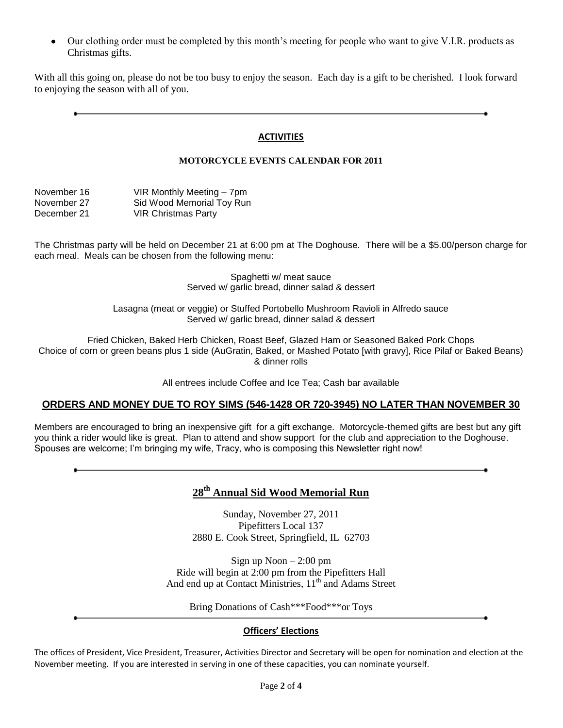- Our clothing order must be completed by this month's meeting for people who want to give V.I.R. products as Christmas gifts.

With all this going on, please do not be too busy to enjoy the season. Each day is a gift to be cherished. I look forward to enjoying the season with all of you.

---

## ACTIVITIES

### MOTORCYCLE EVENTS CALENDAR FOR 2011

| | |
|---|---|
| November 16 | VIR Monthly Meeting – 7pm |
| November 27 | Sid Wood Memorial Toy Run |
| December 21 | VIR Christmas Party |

The Christmas party will be held on December 21 at 6:00 pm at The Doghouse. There will be a $5.00/person charge for each meal. Meals can be chosen from the following menu:

Spaghetti w/ meat sauce
Served w/ garlic bread, dinner salad & dessert

Lasagna (meat or veggie) or Stuffed Portobello Mushroom Ravioli in Alfredo sauce
Served w/ garlic bread, dinner salad & dessert

Fried Chicken, Baked Herb Chicken, Roast Beef, Glazed Ham or Seasoned Baked Pork Chops
Choice of corn or green beans plus 1 side (AuGratin, Baked, or Mashed Potato [with gravy], Rice Pilaf or Baked Beans) & dinner rolls

All entrees include Coffee and Ice Tea; Cash bar available

**ORDERS AND MONEY DUE TO ROY SIMS (546-1428 OR 720-3945) NO LATER THAN NOVEMBER 30**

Members are encouraged to bring an inexpensive gift for a gift exchange. Motorcycle-themed gifts are best but any gift you think a rider would like is great. Plan to attend and show support for the club and appreciation to the Doghouse. Spouses are welcome; I'm bringing my wife, Tracy, who is composing this Newsletter right now!

---

## 28th Annual Sid Wood Memorial Run

Sunday, November 27, 2011
Pipefitters Local 137
2880 E. Cook Street, Springfield, IL 62703

Sign up Noon – 2:00 pm
Ride will begin at 2:00 pm from the Pipefitters Hall
And end up at Contact Ministries, 11th and Adams Street

Bring Donations of Cash***Food***or Toys

---

## Officers' Elections

The offices of President, Vice President, Treasurer, Activities Director and Secretary will be open for nomination and election at the November meeting. If you are interested in serving in one of these capacities, you can nominate yourself.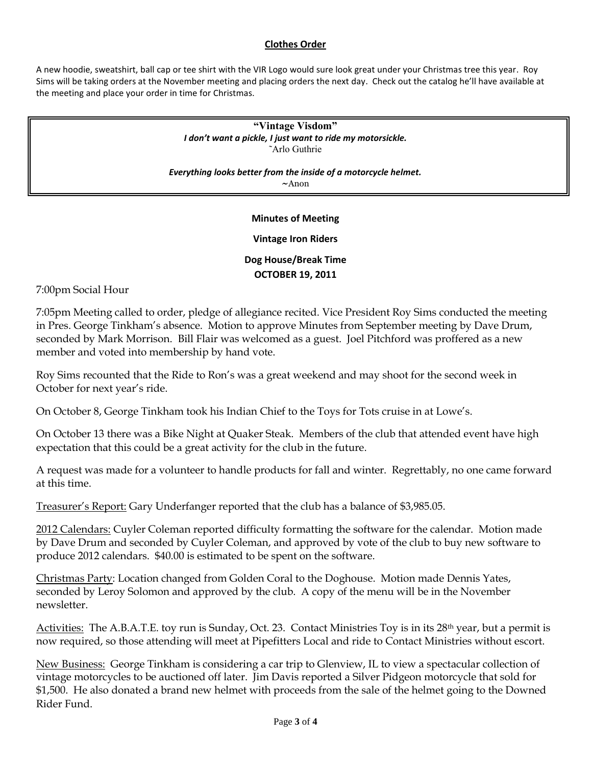## Clothes Order

A new hoodie, sweatshirt, ball cap or tee shirt with the VIR Logo would sure look great under your Christmas tree this year. Roy Sims will be taking orders at the November meeting and placing orders the next day. Check out the catalog he'll have available at the meeting and place your order in time for Christmas.

> **"Vintage Visdom"**
> ***I don't want a pickle, I just want to ride my motorsickle.***
> ~Arlo Guthrie
>
> ***Everything looks better from the inside of a motorcycle helmet.***
> ~Anon

**Minutes of Meeting**

**Vintage Iron Riders**

**Dog House/Break Time**

**OCTOBER 19, 2011**

7:00pm Social Hour

7:05pm Meeting called to order, pledge of allegiance recited. Vice President Roy Sims conducted the meeting in Pres. George Tinkham's absence. Motion to approve Minutes from September meeting by Dave Drum, seconded by Mark Morrison. Bill Flair was welcomed as a guest. Joel Pitchford was proffered as a new member and voted into membership by hand vote.

Roy Sims recounted that the Ride to Ron's was a great weekend and may shoot for the second week in October for next year's ride.

On October 8, George Tinkham took his Indian Chief to the Toys for Tots cruise in at Lowe's.

On October 13 there was a Bike Night at Quaker Steak. Members of the club that attended event have high expectation that this could be a great activity for the club in the future.

A request was made for a volunteer to handle products for fall and winter. Regrettably, no one came forward at this time.

Treasurer's Report: Gary Underfanger reported that the club has a balance of $3,985.05.

2012 Calendars: Cuyler Coleman reported difficulty formatting the software for the calendar. Motion made by Dave Drum and seconded by Cuyler Coleman, and approved by vote of the club to buy new software to produce 2012 calendars. $40.00 is estimated to be spent on the software.

Christmas Party: Location changed from Golden Coral to the Doghouse. Motion made Dennis Yates, seconded by Leroy Solomon and approved by the club. A copy of the menu will be in the November newsletter.

Activities: The A.B.A.T.E. toy run is Sunday, Oct. 23. Contact Ministries Toy is in its 28th year, but a permit is now required, so those attending will meet at Pipefitters Local and ride to Contact Ministries without escort.

New Business: George Tinkham is considering a car trip to Glenview, IL to view a spectacular collection of vintage motorcycles to be auctioned off later. Jim Davis reported a Silver Pidgeon motorcycle that sold for $1,500. He also donated a brand new helmet with proceeds from the sale of the helmet going to the Downed Rider Fund.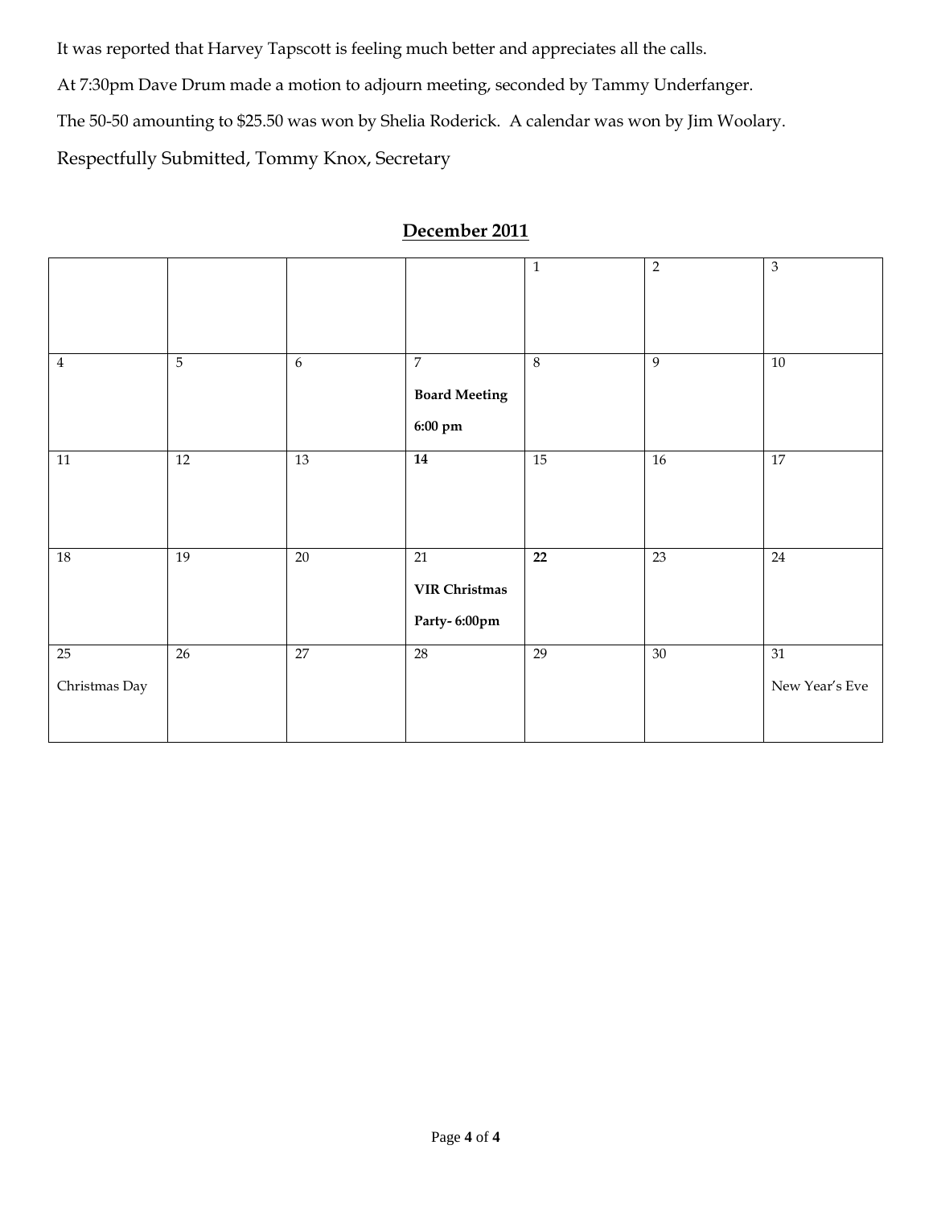It was reported that Harvey Tapscott is feeling much better and appreciates all the calls.

At 7:30pm Dave Drum made a motion to adjourn meeting, seconded by Tammy Underfanger.

The 50-50 amounting to $25.50 was won by Shelia Roderick. A calendar was won by Jim Woolary.

Respectfully Submitted, Tommy Knox, Secretary

## December 2011

| | | | | | | |
|---|---|---|---|---|---|---|
| | | | | 1 | 2 | 3 |
| 4 | 5 | 6 | 7 **Board Meeting 6:00 pm** | 8 | 9 | 10 |
| 11 | 12 | 13 | **14** | 15 | 16 | 17 |
| 18 | 19 | 20 | 21 **VIR Christmas Party- 6:00pm** | **22** | 23 | 24 |
| 25 Christmas Day | 26 | 27 | 28 | 29 | 30 | 31 New Year's Eve |